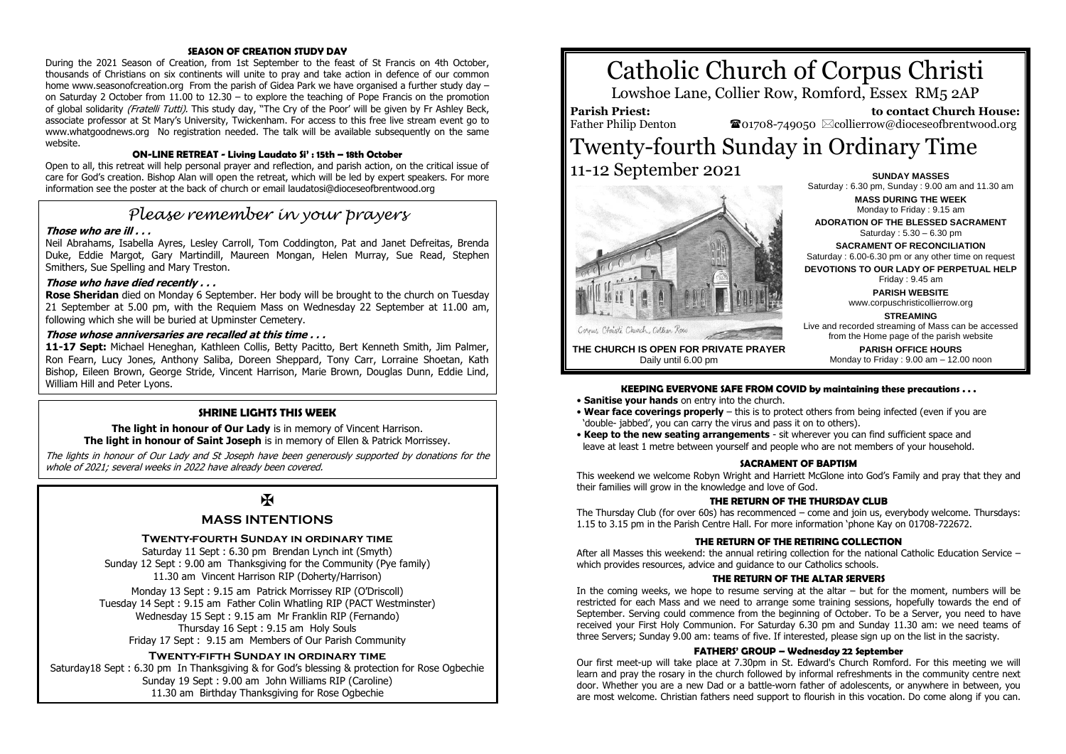# Catholic Church of Corpus Christi

Lowshoe Lane, Collier Row, Romford, Essex RM5 2AP

**Parish Priest:** Father Philip Denton

**to contact Church House:** ☎01708-749050 ✉collierrow@dioceseofbrentwood.org

# Twenty-fourth Sunday in Ordinary Time

## 11-12 September 2021

Corpus Christi Church, Collier Row

**THE CHURCH IS OPEN FOR PRIVATE PRAYER**
Daily until 6.00 pm

**SUNDAY MASSES**
Saturday : 6.30 pm, Sunday : 9.00 am and 11.30 am

**MASS DURING THE WEEK**
Monday to Friday : 9.15 am

**ADORATION OF THE BLESSED SACRAMENT**
Saturday : 5.30 – 6.30 pm

**SACRAMENT OF RECONCILIATION**
Saturday : 6.00-6.30 pm or any other time on request

**DEVOTIONS TO OUR LADY OF PERPETUAL HELP**
Friday : 9.45 am

**PARISH WEBSITE**
www.corpuschristicollierrow.org

**STREAMING**
Live and recorded streaming of Mass can be accessed from the Home page of the parish website

**PARISH OFFICE HOURS**
Monday to Friday : 9.00 am – 12.00 noon

### KEEPING EVERYONE SAFE FROM COVID by maintaining these precautions . . .

- **Sanitise your hands** on entry into the church.
- **Wear face coverings properly** – this is to protect others from being infected (even if you are 'double- jabbed', you can carry the virus and pass it on to others).
- **Keep to the new seating arrangements** - sit wherever you can find sufficient space and leave at least 1 metre between yourself and people who are not members of your household.

### SACRAMENT OF BAPTISM

This weekend we welcome Robyn Wright and Harriett McGlone into God's Family and pray that they and their families will grow in the knowledge and love of God.

### THE RETURN OF THE THURSDAY CLUB

The Thursday Club (for over 60s) has recommenced – come and join us, everybody welcome. Thursdays: 1.15 to 3.15 pm in the Parish Centre Hall. For more information 'phone Kay on 01708-722672.

### THE RETURN OF THE RETIRING COLLECTION

After all Masses this weekend: the annual retiring collection for the national Catholic Education Service – which provides resources, advice and guidance to our Catholics schools.

### THE RETURN OF THE ALTAR SERVERS

In the coming weeks, we hope to resume serving at the altar – but for the moment, numbers will be restricted for each Mass and we need to arrange some training sessions, hopefully towards the end of September. Serving could commence from the beginning of October. To be a Server, you need to have received your First Holy Communion. For Saturday 6.30 pm and Sunday 11.30 am: we need teams of three Servers; Sunday 9.00 am: teams of five. If interested, please sign up on the list in the sacristy.

### FATHERS' GROUP – Wednesday 22 September

Our first meet-up will take place at 7.30pm in St. Edward's Church Romford. For this meeting we will learn and pray the rosary in the church followed by informal refreshments in the community centre next door. Whether you are a new Dad or a battle-worn father of adolescents, or anywhere in between, you are most welcome. Christian fathers need support to flourish in this vocation. Do come along if you can.

### SEASON OF CREATION STUDY DAY

During the 2021 Season of Creation, from 1st September to the feast of St Francis on 4th October, thousands of Christians on six continents will unite to pray and take action in defence of our common home www.seasonofcreation.org From the parish of Gidea Park we have organised a further study day – on Saturday 2 October from 11.00 to 12.30 – to explore the teaching of Pope Francis on the promotion of global solidarity *(Fratelli Tutti)*. This study day, "The Cry of the Poor' will be given by Fr Ashley Beck, associate professor at St Mary's University, Twickenham. For access to this free live stream event go to www.whatgoodnews.org No registration needed. The talk will be available subsequently on the same website.

### ON-LINE RETREAT - Living Laudato Si' : 15th – 18th October

Open to all, this retreat will help personal prayer and reflection, and parish action, on the critical issue of care for God's creation. Bishop Alan will open the retreat, which will be led by expert speakers. For more information see the poster at the back of church or email laudatosi@dioceseofbrentwood.org

## *Please remember in your prayers*

***Those who are ill . . .***

Neil Abrahams, Isabella Ayres, Lesley Carroll, Tom Coddington, Pat and Janet Defreitas, Brenda Duke, Eddie Margot, Gary Martindill, Maureen Mongan, Helen Murray, Sue Read, Stephen Smithers, Sue Spelling and Mary Treston.

***Those who have died recently . . .***

**Rose Sheridan** died on Monday 6 September. Her body will be brought to the church on Tuesday 21 September at 5.00 pm, following which the Requiem Mass on Wednesday 22 September at 11.00 am, following which she will be buried at Upminster Cemetery.

***Those whose anniversaries are recalled at this time . . .***

**11-17 Sept:** Michael Heneghan, Kathleen Collis, Betty Pacitto, Bert Kenneth Smith, Jim Palmer, Ron Fearn, Lucy Jones, Anthony Saliba, Doreen Sheppard, Tony Carr, Lorraine Shoetan, Kath Bishop, Eileen Brown, George Stride, Vincent Harrison, Marie Brown, Douglas Dunn, Eddie Lind, William Hill and Peter Lyons.

### SHRINE LIGHTS THIS WEEK

**The light in honour of Our Lady** is in memory of Vincent Harrison.
**The light in honour of Saint Joseph** is in memory of Ellen & Patrick Morrissey.

*The lights in honour of Our Lady and St Joseph have been generously supported by donations for the whole of 2021; several weeks in 2022 have already been covered.*

✠

## MASS INTENTIONS

### Twenty-fourth Sunday in ordinary time

Saturday 11 Sept : 6.30 pm Brendan Lynch int (Smyth)
Sunday 12 Sept : 9.00 am Thanksgiving for the Community (Pye family)
11.30 am Vincent Harrison RIP (Doherty/Harrison)

Monday 13 Sept : 9.15 am Patrick Morrissey RIP (O'Driscoll)
Tuesday 14 Sept : 9.15 am Father Colin Whatling RIP (PACT Westminster)
Wednesday 15 Sept : 9.15 am Mr Franklin RIP (Fernando)
Thursday 16 Sept : 9.15 am Holy Souls
Friday 17 Sept : 9.15 am Members of Our Parish Community

### Twenty-fifth Sunday in ordinary time

Saturday18 Sept : 6.30 pm In Thanksgiving & for God's blessing & protection for Rose Ogbechie
Sunday 19 Sept : 9.00 am John Williams RIP (Caroline)
11.30 am Birthday Thanksgiving for Rose Ogbechie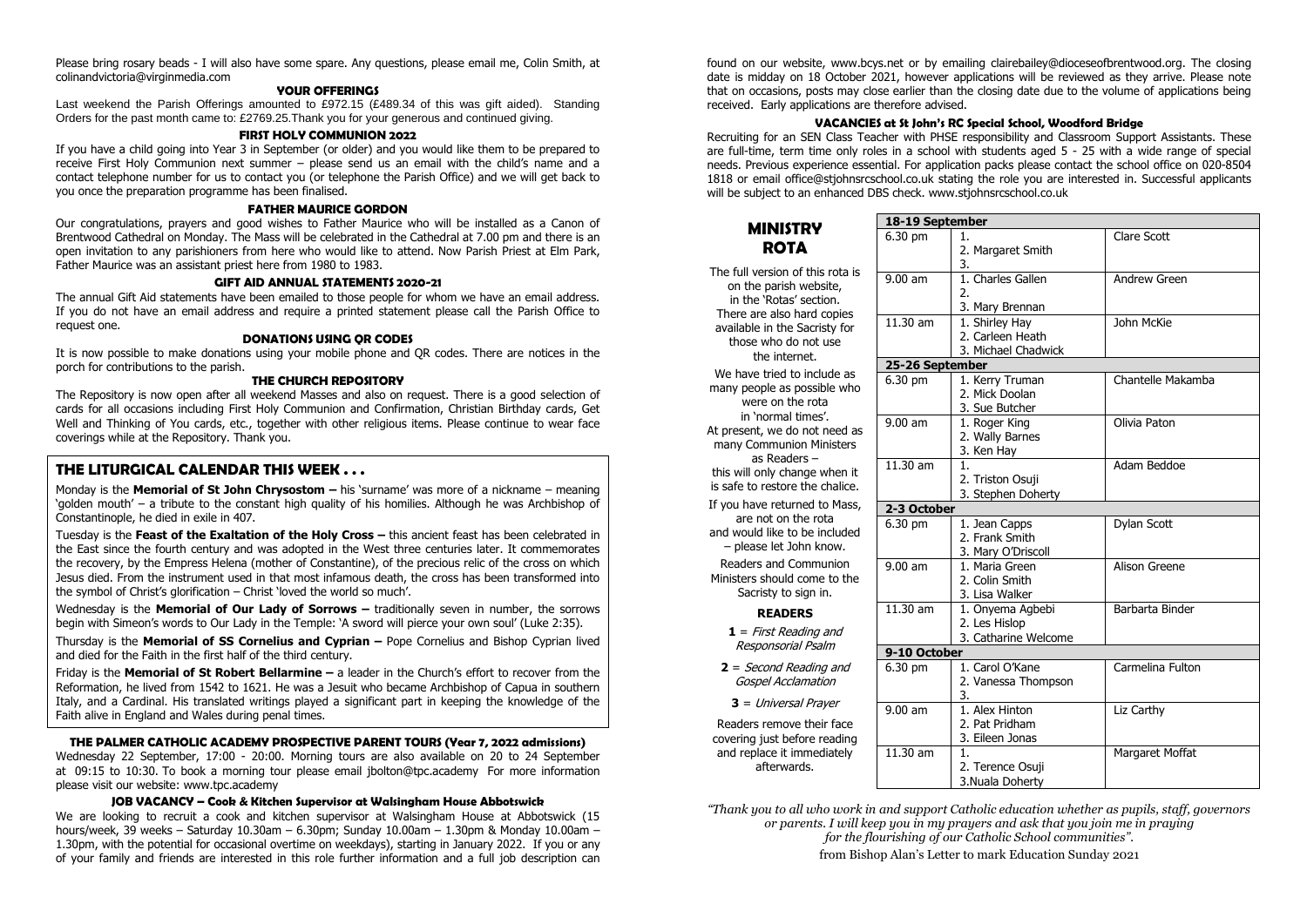Please bring rosary beads - I will also have some spare. Any questions, please email me, Colin Smith, at colinandvictoria@virginmedia.com

### YOUR OFFERINGS

Last weekend the Parish Offerings amounted to £972.15 (£489.34 of this was gift aided). Standing Orders for the past month came to: £2769.25.Thank you for your generous and continued giving.

### FIRST HOLY COMMUNION 2022

If you have a child going into Year 3 in September (or older) and you would like them to be prepared to receive First Holy Communion next summer – please send us an email with the child's name and a contact telephone number for us to contact you (or telephone the Parish Office) and we will get back to you once the preparation programme has been finalised.

### FATHER MAURICE GORDON

Our congratulations, prayers and good wishes to Father Maurice who will be installed as a Canon of Brentwood Cathedral on Monday. The Mass will be celebrated in the Cathedral at 7.00 pm and there is an open invitation to any parishioners from here who would like to attend. Now Parish Priest at Elm Park, Father Maurice was an assistant priest here from 1980 to 1983.

### GIFT AID ANNUAL STATEMENTS 2020-21

The annual Gift Aid statements have been emailed to those people for whom we have an email address. If you do not have an email address and require a printed statement please call the Parish Office to request one.

### DONATIONS USING QR CODES

It is now possible to make donations using your mobile phone and QR codes. There are notices in the porch for contributions to the parish.

### THE CHURCH REPOSITORY

The Repository is now open after all weekend Masses and also on request. There is a good selection of cards for all occasions including First Holy Communion and Confirmation, Christian Birthday cards, Get Well and Thinking of You cards, etc., together with other religious items. Please continue to wear face coverings while at the Repository. Thank you.

## THE LITURGICAL CALENDAR THIS WEEK . . .

Monday is the **Memorial of St John Chrysostom –** his 'surname' was more of a nickname – meaning 'golden mouth' – a tribute to the constant high quality of his homilies. Although he was Archbishop of Constantinople, he died in exile in 407.

Tuesday is the **Feast of the Exaltation of the Holy Cross –** this ancient feast has been celebrated in the East since the fourth century and was adopted in the West three centuries later. It commemorates the recovery, by the Empress Helena (mother of Constantine), of the precious relic of the cross on which Jesus died. From the instrument used in that most infamous death, the cross has been transformed into the symbol of Christ's glorification – Christ 'loved the world so much'.

Wednesday is the **Memorial of Our Lady of Sorrows –** traditionally seven in number, the sorrows begin with Simeon's words to Our Lady in the Temple: 'A sword will pierce your own soul' (Luke 2:35).

Thursday is the **Memorial of SS Cornelius and Cyprian –** Pope Cornelius and Bishop Cyprian lived and died for the Faith in the first half of the third century.

Friday is the **Memorial of St Robert Bellarmine –** a leader in the Church's effort to recover from the Reformation, he lived from 1542 to 1621. He was a Jesuit who became Archbishop of Capua in southern Italy, and a Cardinal. His translated writings played a significant part in keeping the knowledge of the Faith alive in England and Wales during penal times.

### THE PALMER CATHOLIC ACADEMY PROSPECTIVE PARENT TOURS (Year 7, 2022 admissions)

Wednesday 22 September, 17:00 - 20:00. Morning tours are also available on 20 to 24 September at 09:15 to 10:30. To book a morning tour please email jbolton@tpc.academy For more information please visit our website: www.tpc.academy

### JOB VACANCY – Cook & Kitchen Supervisor at Walsingham House Abbotswick

We are looking to recruit a cook and kitchen supervisor at Walsingham House at Abbotswick (15 hours/week, 39 weeks – Saturday 10.30am – 6.30pm; Sunday 10.00am – 1.30pm & Monday 10.00am – 1.30pm, with the potential for occasional overtime on weekdays), starting in January 2022. If you or any of your family and friends are interested in this role further information and a full job description can found on our website, www.bcys.net or by emailing clairebailey@dioceseofbrentwood.org. The closing date is midday on 18 October 2021, however applications will be reviewed as they arrive. Please note that on occasions, posts may close earlier than the closing date due to the volume of applications being received. Early applications are therefore advised.

### VACANCIES at St John's RC Special School, Woodford Bridge

Recruiting for an SEN Class Teacher with PHSE responsibility and Classroom Support Assistants. These are full-time, term time only roles in a school with students aged 5 - 25 with a wide range of special needs. Previous experience essential. For application packs please contact the school office on 020-8504 1818 or email office@stjohnsrcschool.co.uk stating the role you are interested in. Successful applicants will be subject to an enhanced DBS check. www.stjohnsrcschool.co.uk

## MINISTRY ROTA

The full version of this rota is on the parish website, in the 'Rotas' section. There are also hard copies available in the Sacristy for those who do not use the internet.

We have tried to include as many people as possible who were on the rota in 'normal times'. At present, we do not need as many Communion Ministers as Readers – this will only change when it is safe to restore the chalice.

If you have returned to Mass, are not on the rota and would like to be included – please let John know.

Readers and Communion Ministers should come to the Sacristy to sign in.

### READERS

**1** = *First Reading and Responsorial Psalm*

**2** = *Second Reading and Gospel Acclamation*

**3** = *Universal Prayer*

Readers remove their face covering just before reading and replace it immediately afterwards.

| | | |
|---|---|---|
| **18-19 September** | | |
| 6.30 pm | 1.<br>2. Margaret Smith<br>3. | Clare Scott |
| 9.00 am | 1. Charles Gallen<br>2.<br>3. Mary Brennan | Andrew Green |
| 11.30 am | 1. Shirley Hay<br>2. Carleen Heath<br>3. Michael Chadwick | John McKie |
| **25-26 September** | | |
| 6.30 pm | 1. Kerry Truman<br>2. Mick Doolan<br>3. Sue Butcher | Chantelle Makamba |
| 9.00 am | 1. Roger King<br>2. Wally Barnes<br>3. Ken Hay | Olivia Paton |
| 11.30 am | 1.<br>2. Triston Osuji<br>3. Stephen Doherty | Adam Beddoe |
| **2-3 October** | | |
| 6.30 pm | 1. Jean Capps<br>2. Frank Smith<br>3. Mary O'Driscoll | Dylan Scott |
| 9.00 am | 1. Maria Green<br>2. Colin Smith<br>3. Lisa Walker | Alison Greene |
| 11.30 am | 1. Onyema Agbebi<br>2. Les Hislop<br>3. Catharine Welcome | Barbarta Binder |
| **9-10 October** | | |
| 6.30 pm | 1. Carol O'Kane<br>2. Vanessa Thompson<br>3. | Carmelina Fulton |
| 9.00 am | 1. Alex Hinton<br>2. Pat Pridham<br>3. Eileen Jonas | Liz Carthy |
| 11.30 am | 1.<br>2. Terence Osuji<br>3.Nuala Doherty | Margaret Moffat |

*"Thank you to all who work in and support Catholic education whether as pupils, staff, governors or parents. I will keep you in my prayers and ask that you join me in praying for the flourishing of our Catholic School communities".*

from Bishop Alan's Letter to mark Education Sunday 2021